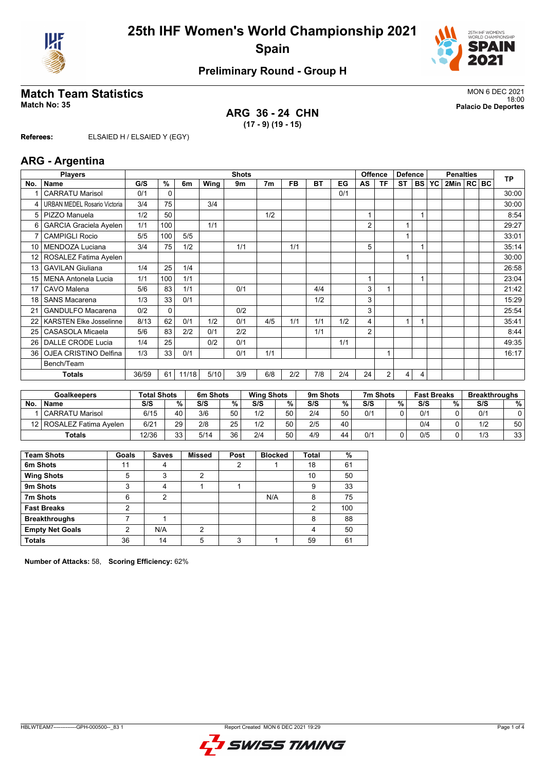# 25th IHF Women's World Championship 2021

## Spain

### Preliminary Round - Group H

## Match Team Statistics

**Match No: 35**

MON 6 DEC 2021
18:00
**Palacio De Deportes**

**ARG 36 - 24 CHN**
**(17 - 9) (19 - 15)**

**Referees:** ELSAIED H / ELSAIED Y (EGY)

## ARG - Argentina

| Players | | Shots | | | | | | | | | Offence | | Defence | | | Penalties | | | TP |
|---|---|---|---|---|---|---|---|---|---|---|---|---|---|---|---|---|---|---|---|
| No. | Name | G/S | % | 6m | Wing | 9m | 7m | FB | BT | EG | AS | TF | ST | BS | YC | 2Min | RC | BC | |
| 1 | CARRATU Marisol | 0/1 | 0 | | | | | | | 0/1 | | | | | | | | | 30:00 |
| 4 | URBAN MEDEL Rosario Victoria | 3/4 | 75 | | 3/4 | | | | | | | | | | | | | | 30:00 |
| 5 | PIZZO Manuela | 1/2 | 50 | | | | 1/2 | | | | 1 | | | 1 | | | | | 8:54 |
| 6 | GARCIA Graciela Ayelen | 1/1 | 100 | | 1/1 | | | | | | 2 | | 1 | | | | | | 29:27 |
| 7 | CAMPIGLI Rocio | 5/5 | 100 | 5/5 | | | | | | | | | 1 | | | | | | 33:01 |
| 10 | MENDOZA Luciana | 3/4 | 75 | 1/2 | | 1/1 | | 1/1 | | | 5 | | | 1 | | | | | 35:14 |
| 12 | ROSALEZ Fatima Ayelen | | | | | | | | | | | | 1 | | | | | | 30:00 |
| 13 | GAVILAN Giuliana | 1/4 | 25 | 1/4 | | | | | | | | | | | | | | | 26:58 |
| 15 | MENA Antonela Lucia | 1/1 | 100 | 1/1 | | | | | | | 1 | | | 1 | | | | | 23:04 |
| 17 | CAVO Malena | 5/6 | 83 | 1/1 | | 0/1 | | | 4/4 | | 3 | 1 | | | | | | | 21:42 |
| 18 | SANS Macarena | 1/3 | 33 | 0/1 | | | | | 1/2 | | 3 | | | | | | | | 15:29 |
| 21 | GANDULFO Macarena | 0/2 | 0 | | | 0/2 | | | | | 3 | | | | | | | | 25:54 |
| 22 | KARSTEN Elke Josselinne | 8/13 | 62 | 0/1 | 1/2 | 0/1 | 4/5 | 1/1 | 1/1 | 1/2 | 4 | | 1 | 1 | | | | | 35:41 |
| 25 | CASASOLA Micaela | 5/6 | 83 | 2/2 | 0/1 | 2/2 | | | 1/1 | | 2 | | | | | | | | 8:44 |
| 26 | DALLE CRODE Lucia | 1/4 | 25 | | 0/2 | 0/1 | | | | 1/1 | | | | | | | | | 49:35 |
| 36 | OJEA CRISTINO Delfina | 1/3 | 33 | 0/1 | | 0/1 | 1/1 | | | | | 1 | | | | | | | 16:17 |
| | Bench/Team | | | | | | | | | | | | | | | | | | |
| | **Totals** | 36/59 | 61 | 11/18 | 5/10 | 3/9 | 6/8 | 2/2 | 7/8 | 2/4 | 24 | 2 | 4 | 4 | | | | | |

| Goalkeepers | | Total Shots | | 6m Shots | | Wing Shots | | 9m Shots | | 7m Shots | | Fast Breaks | | Breakthroughs | |
|---|---|---|---|---|---|---|---|---|---|---|---|---|---|---|---|
| No. | Name | S/S | % | S/S | % | S/S | % | S/S | % | S/S | % | S/S | % | S/S | % |
| 1 | CARRATU Marisol | 6/15 | 40 | 3/6 | 50 | 1/2 | 50 | 2/4 | 50 | 0/1 | 0 | 0/1 | 0 | 0/1 | 0 |
| 12 | ROSALEZ Fatima Ayelen | 6/21 | 29 | 2/8 | 25 | 1/2 | 50 | 2/5 | 40 | | | 0/4 | 0 | 1/2 | 50 |
| | **Totals** | 12/36 | 33 | 5/14 | 36 | 2/4 | 50 | 4/9 | 44 | 0/1 | 0 | 0/5 | 0 | 1/3 | 33 |

| Team Shots | Goals | Saves | Missed | Post | Blocked | Total | % |
|---|---|---|---|---|---|---|---|
| 6m Shots | 11 | 4 | | 2 | 1 | 18 | 61 |
| Wing Shots | 5 | 3 | 2 | | | 10 | 50 |
| 9m Shots | 3 | 4 | 1 | 1 | | 9 | 33 |
| 7m Shots | 6 | 2 | | | N/A | 8 | 75 |
| Fast Breaks | 2 | | | | | 2 | 100 |
| Breakthroughs | 7 | 1 | | | | 8 | 88 |
| Empty Net Goals | 2 | N/A | 2 | | | 4 | 50 |
| **Totals** | 36 | 14 | 5 | 3 | 1 | 59 | 61 |

**Number of Attacks:** 58, **Scoring Efficiency:** 62%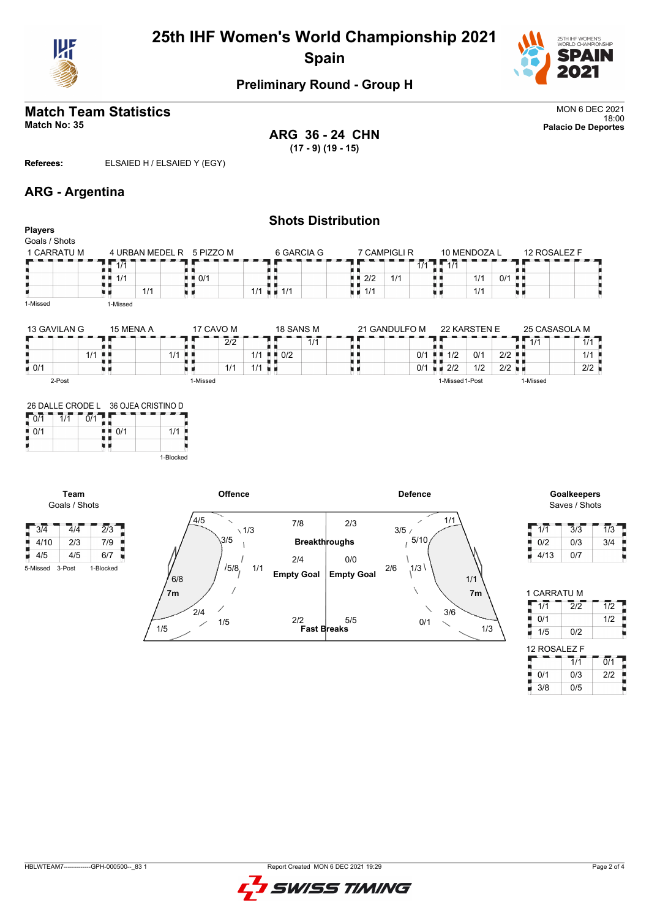# 25th IHF Women's World Championship 2021
# Spain

## Preliminary Round - Group H

## Match Team Statistics

**Match No: 35**

MON 6 DEC 2021
18:00
**Palacio De Deportes**

**ARG 36 - 24 CHN**
**(17 - 9) (19 - 15)**

**Referees:** ELSAIED H / ELSAIED Y (EGY)

## ARG - Argentina

### Shots Distribution

**Players**
Goals / Shots

1 CARRATU M

| | | |
|---|---|---|
| | | |
| | | |
| | | |

1-Missed

4 URBAN MEDEL R

| | | |
|---|---|---|
| 1/1 | | |
| 1/1 | | |
| | 1/1 | |

1-Missed

5 PIZZO M

| | | |
|---|---|---|
| | | |
| 0/1 | | |
| | | 1/1 |

6 GARCIA G

| | | |
|---|---|---|
| | | |
| | | |
| 1/1 | | |

7 CAMPIGLI R

| | | |
|---|---|---|
| | | 1/1 |
| 2/2 | 1/1 | |
| 1/1 | | |

10 MENDOZA L

| | | |
|---|---|---|
| 1/1 | | |
| | 1/1 | 0/1 |
| | 1/1 | |

12 ROSALEZ F

| | | |
|---|---|---|
| | | |
| | | |
| | | |

13 GAVILAN G

| | | |
|---|---|---|
| | | |
| | 1/1 | |
| 0/1 | | |

2-Post

15 MENA A

| | | |
|---|---|---|
| | | |
| | | 1/1 |
| | | |

17 CAVO M

| | | |
|---|---|---|
| | 2/2 | |
| | | 1/1 |
| | 1/1 | 1/1 |

1-Missed

18 SANS M

| | | |
|---|---|---|
| | 1/1 | |
| 0/2 | | |
| | | |

21 GANDULFO M

| | | |
|---|---|---|
| | | |
| | | 0/1 |
| | | 0/1 |

22 KARSTEN E

| | | |
|---|---|---|
| | | |
| 1/2 | 0/1 | 2/2 |
| 2/2 | 1/2 | 2/2 |

1-Missed 1-Post

25 CASASOLA M

| | | |
|---|---|---|
| 1/1 | | 1/1 |
| | | 1/1 |
| | | 2/2 |

1-Missed

26 DALLE CRODE L

| | | |
|---|---|---|
| 0/1 | 1/1 | 0/1 |
| 0/1 | | |
| | | |

36 OJEA CRISTINO D

| | | |
|---|---|---|
| | | |
| 0/1 | | 1/1 |
| | | |

1-Blocked

**Team**
Goals / Shots

| | | |
|---|---|---|
| 3/4 | 4/4 | 2/3 |
| 4/10 | 2/3 | 7/9 |
| 4/5 | 4/5 | 6/7 |

5-Missed 3-Post 1-Blocked

**Offence**

4/5
1/3
3/5
5/8
1/1
6/8
7m
2/4
1/5
1/5

Breakthroughs 7/8
Empty Goal 2/4
Fast Breaks 2/2

**Defence**

Breakthroughs 2/3
Empty Goal 0/0
Fast Breaks 5/5

1/1
3/5
5/10
2/6
1/3
1/1
7m
3/6
0/1
1/3

**Goalkeepers**
Saves / Shots

| | | |
|---|---|---|
| 1/1 | 3/3 | 1/3 |
| 0/2 | 0/3 | 3/4 |
| 4/13 | 0/7 | |

1 CARRATU M

| | | |
|---|---|---|
| 1/1 | 2/2 | 1/2 |
| 0/1 | | 1/2 |
| 1/5 | 0/2 | |

12 ROSALEZ F

| | | |
|---|---|---|
| | 1/1 | 0/1 |
| 0/1 | 0/3 | 2/2 |
| 3/8 | 0/5 | |

HBLWTEAM7--------------GPH-000500--_83 1    Report Created MON 6 DEC 2021 19:29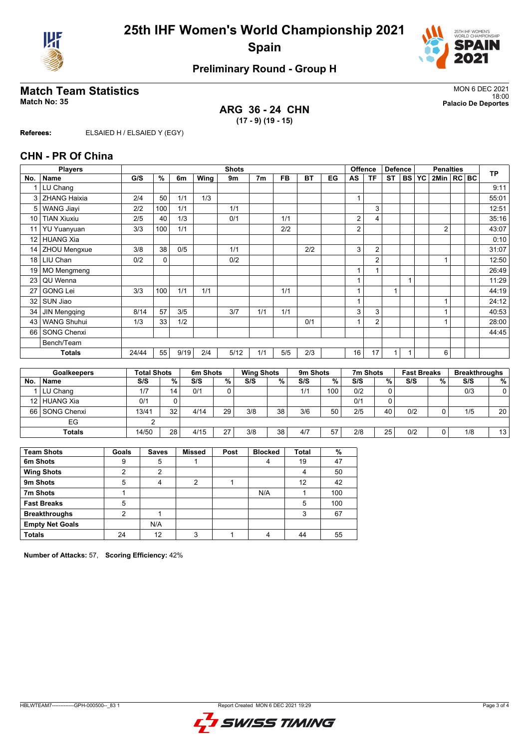# 25th IHF Women's World Championship 2021
## Spain

### Preliminary Round - Group H

## Match Team Statistics

**Match No: 35**

MON 6 DEC 2021
18:00
**Palacio De Deportes**

**ARG 36 - 24 CHN**
**(17 - 9) (19 - 15)**

**Referees:** ELSAIED H / ELSAIED Y (EGY)

## CHN - PR Of China

| Players | | Shots | | | | | | | | | Offence | | Defence | | | Penalties | | | TP |
|---|---|---|---|---|---|---|---|---|---|---|---|---|---|---|---|---|---|---|---|
| No. | Name | G/S | % | 6m | Wing | 9m | 7m | FB | BT | EG | AS | TF | ST | BS | YC | 2Min | RC | BC | |
| 1 | LU Chang | | | | | | | | | | | | | | | | | | 9:11 |
| 3 | ZHANG Haixia | 2/4 | 50 | 1/1 | 1/3 | | | | | | 1 | | | | | | | | 55:01 |
| 5 | WANG Jiayi | 2/2 | 100 | 1/1 | | 1/1 | | | | | | 3 | | | | | | | 12:51 |
| 10 | TIAN Xiuxiu | 2/5 | 40 | 1/3 | | 0/1 | | 1/1 | | | 2 | 4 | | | | | | | 35:16 |
| 11 | YU Yuanyuan | 3/3 | 100 | 1/1 | | | | 2/2 | | | 2 | | | | | 2 | | | 43:07 |
| 12 | HUANG Xia | | | | | | | | | | | | | | | | | | 0:10 |
| 14 | ZHOU Mengxue | 3/8 | 38 | 0/5 | | 1/1 | | | 2/2 | | 3 | 2 | | | | | | | 31:07 |
| 18 | LIU Chan | 0/2 | 0 | | | 0/2 | | | | | | 2 | | | | 1 | | | 12:50 |
| 19 | MO Mengmeng | | | | | | | | | | 1 | 1 | | | | | | | 26:49 |
| 23 | QU Wenna | | | | | | | | | | 1 | | | 1 | | | | | 11:29 |
| 27 | GONG Lei | 3/3 | 100 | 1/1 | 1/1 | | | 1/1 | | | 1 | | 1 | | | | | | 44:19 |
| 32 | SUN Jiao | | | | | | | | | | 1 | | | | | 1 | | | 24:12 |
| 34 | JIN Mengqing | 8/14 | 57 | 3/5 | | 3/7 | 1/1 | 1/1 | | | 3 | 3 | | | | 1 | | | 40:53 |
| 43 | WANG Shuhui | 1/3 | 33 | 1/2 | | | | | 0/1 | | 1 | 2 | | | | 1 | | | 28:00 |
| 66 | SONG Chenxi | | | | | | | | | | | | | | | | | | 44:45 |
| | Bench/Team | | | | | | | | | | | | | | | | | | |
| | **Totals** | 24/44 | 55 | 9/19 | 2/4 | 5/12 | 1/1 | 5/5 | 2/3 | | 16 | 17 | 1 | 1 | | 6 | | | |

| Goalkeepers | | Total Shots | | 6m Shots | | Wing Shots | | 9m Shots | | 7m Shots | | Fast Breaks | | Breakthroughs | |
|---|---|---|---|---|---|---|---|---|---|---|---|---|---|---|---|
| No. | Name | S/S | % | S/S | % | S/S | % | S/S | % | S/S | % | S/S | % | S/S | % |
| 1 | LU Chang | 1/7 | 14 | 0/1 | 0 | | | 1/1 | 100 | 0/2 | 0 | | | 0/3 | 0 |
| 12 | HUANG Xia | 0/1 | 0 | | | | | | | 0/1 | 0 | | | | |
| 66 | SONG Chenxi | 13/41 | 32 | 4/14 | 29 | 3/8 | 38 | 3/6 | 50 | 2/5 | 40 | 0/2 | 0 | 1/5 | 20 |
| | EG | 2 | | | | | | | | | | | | | |
| | **Totals** | 14/50 | 28 | 4/15 | 27 | 3/8 | 38 | 4/7 | 57 | 2/8 | 25 | 0/2 | 0 | 1/8 | 13 |

| Team Shots | Goals | Saves | Missed | Post | Blocked | Total | % |
|---|---|---|---|---|---|---|---|
| **6m Shots** | 9 | 5 | 1 | | 4 | 19 | 47 |
| **Wing Shots** | 2 | 2 | | | | 4 | 50 |
| **9m Shots** | 5 | 4 | 2 | 1 | | 12 | 42 |
| **7m Shots** | 1 | | | | N/A | 1 | 100 |
| **Fast Breaks** | 5 | | | | | 5 | 100 |
| **Breakthroughs** | 2 | 1 | | | | 3 | 67 |
| **Empty Net Goals** | | N/A | | | | | |
| **Totals** | 24 | 12 | 3 | 1 | 4 | 44 | 55 |

**Number of Attacks:** 57, **Scoring Efficiency:** 42%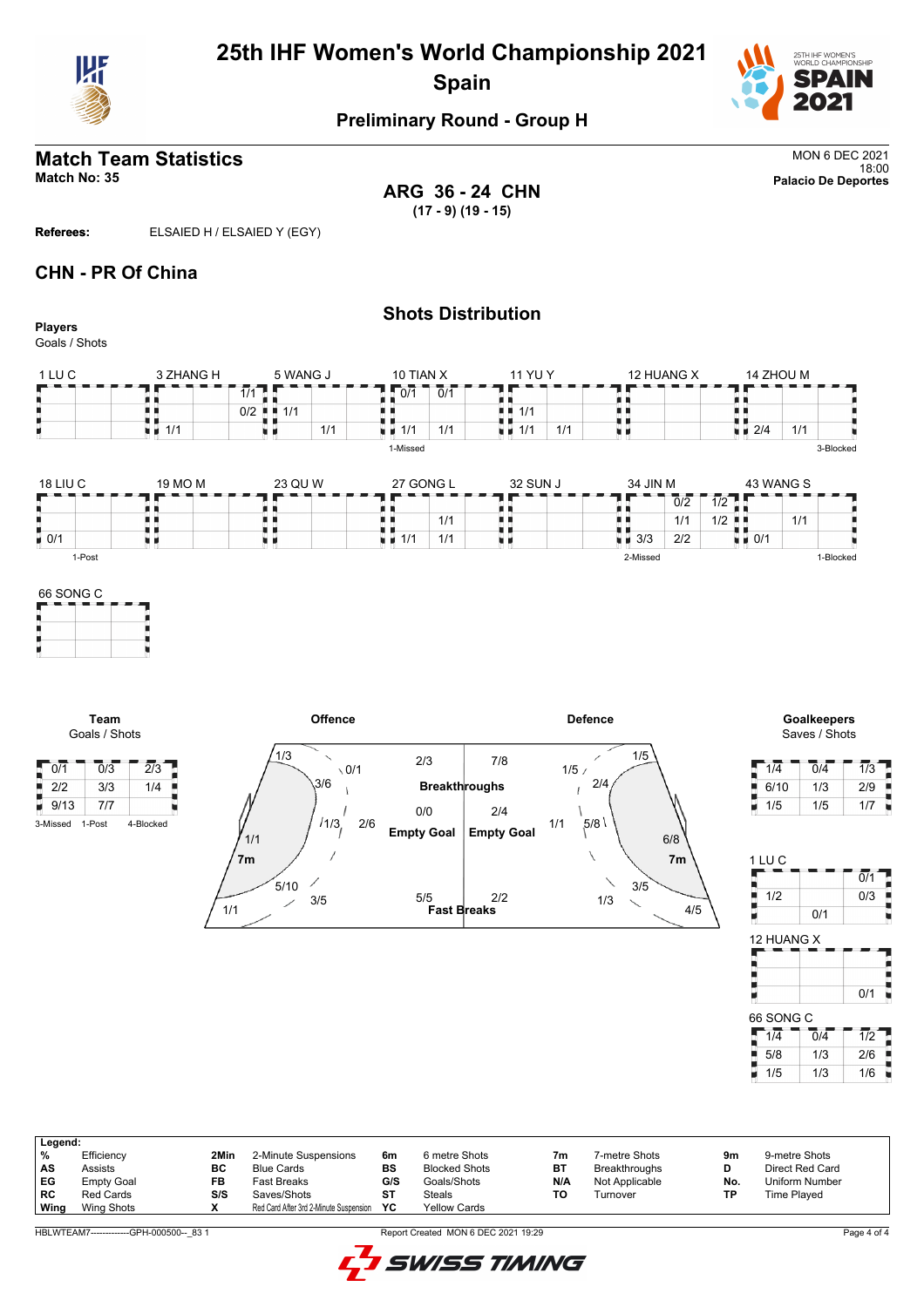# 25th IHF Women's World Championship 2021

## Spain

### Preliminary Round - Group H

## Match Team Statistics

**Match No: 35**

MON 6 DEC 2021
18:00
**Palacio De Deportes**

**ARG 36 - 24 CHN**
**(17 - 9) (19 - 15)**

**Referees:** ELSAIED H / ELSAIED Y (EGY)

## CHN - PR Of China

### Shots Distribution

**Players**
Goals / Shots

1 LU C

3 ZHANG H
1/1
0/2
1/1

5 WANG J
1/1
1/1

10 TIAN X
0/1 0/1
1/1 1/1
1-Missed

11 YU Y
1/1
1/1 1/1

12 HUANG X

14 ZHOU M
2/4 1/1
3-Blocked

18 LIU C
0/1
1-Post

19 MO M

23 QU W

27 GONG L
1/1
1/1 1/1

32 SUN J

34 JIN M
0/2 1/2
1/1 1/2
3/3 2/2
2-Missed

43 WANG S
1/1
0/1
1-Blocked

66 SONG C

**Team**
Goals / Shots

| | | |
|---|---|---|
| 0/1 | 0/3 | 2/3 |
| 2/2 | 3/3 | 1/4 |
| 9/13 | 7/7 | |

3-Missed 1-Post 4-Blocked

**Offence**

1/3
0/1
3/6
1/1 1/3
2/6
1/1
7m
5/10
3/5
1/1
2/3 7/8
Breakthroughs
0/0 2/4
Empty Goal Empty Goal
5/5 2/2
Fast Breaks

**Defence**

1/5 1/5
2/4
1/1
5/8
6/8
7m
3/5
1/3
4/5

**Goalkeepers**
Saves / Shots

| | | |
|---|---|---|
| 1/4 | 0/4 | 1/3 |
| 6/10 | 1/3 | 2/9 |
| 1/5 | 1/5 | 1/7 |

1 LU C

| | | |
|---|---|---|
| | | 0/1 |
| 1/2 | | 0/3 |
| | 0/1 | |

12 HUANG X

| | | |
|---|---|---|
| | | |
| | | |
| | | 0/1 |

66 SONG C

| | | |
|---|---|---|
| 1/4 | 0/4 | 1/2 |
| 5/8 | 1/3 | 2/6 |
| 1/5 | 1/3 | 1/6 |

**Legend:**

| | | | | | | | | | |
|---|---|---|---|---|---|---|---|---|---|
| % | Efficiency | 2Min | 2-Minute Suspensions | 6m | 6 metre Shots | 7m | 7-metre Shots | 9m | 9-metre Shots |
| AS | Assists | BC | Blue Cards | BS | Blocked Shots | BT | Breakthroughs | D | Direct Red Card |
| EG | Empty Goal | FB | Fast Breaks | G/S | Goals/Shots | N/A | Not Applicable | No. | Uniform Number |
| RC | Red Cards | S/S | Saves/Shots | ST | Steals | TO | Turnover | TP | Time Played |
| Wing | Wing Shots | X | Red Card After 3rd 2-Minute Suspension | YC | Yellow Cards | | | | |

HBLWTEAM7--------------GPH-000500--_83 1 Report Created MON 6 DEC 2021 19:29